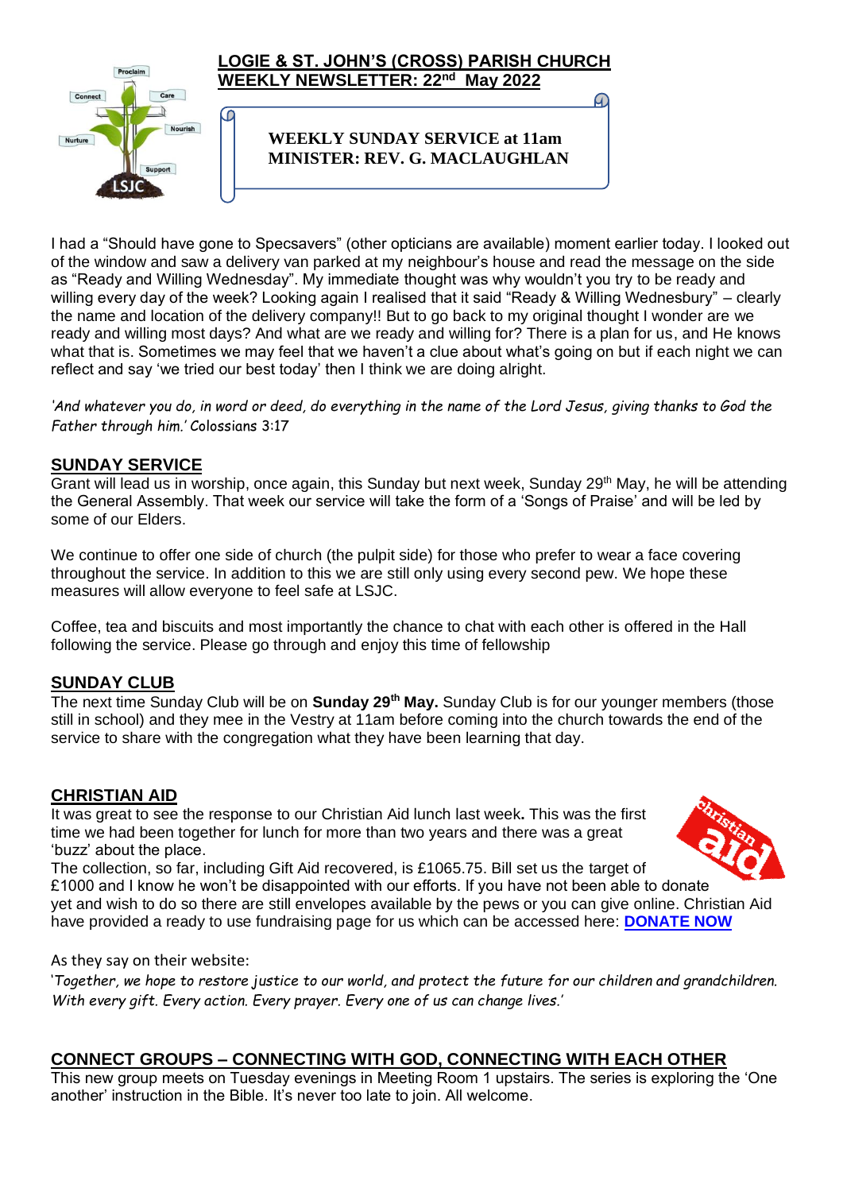# LOGIE & ST. JOHN'S (CROSS) PARISH CHURCH
## WEEKLY NEWSLETTER: 22nd May 2022

**WEEKLY SUNDAY SERVICE at 11am**
**MINISTER: REV. G. MACLAUGHLAN**

I had a "Should have gone to Specsavers" (other opticians are available) moment earlier today. I looked out of the window and saw a delivery van parked at my neighbour's house and read the message on the side as "Ready and Willing Wednesday". My immediate thought was why wouldn't you try to be ready and willing every day of the week? Looking again I realised that it said "Ready & Willing Wednesbury" – clearly the name and location of the delivery company!! But to go back to my original thought I wonder are we ready and willing most days? And what are we ready and willing for? There is a plan for us, and He knows what that is. Sometimes we may feel that we haven't a clue about what's going on but if each night we can reflect and say 'we tried our best today' then I think we are doing alright.

*'And whatever you do, in word or deed, do everything in the name of the Lord Jesus, giving thanks to God the Father through him.'* Colossians 3:17

## SUNDAY SERVICE

Grant will lead us in worship, once again, this Sunday but next week, Sunday 29th May, he will be attending the General Assembly. That week our service will take the form of a 'Songs of Praise' and will be led by some of our Elders.

We continue to offer one side of church (the pulpit side) for those who prefer to wear a face covering throughout the service. In addition to this we are still only using every second pew. We hope these measures will allow everyone to feel safe at LSJC.

Coffee, tea and biscuits and most importantly the chance to chat with each other is offered in the Hall following the service. Please go through and enjoy this time of fellowship

## SUNDAY CLUB

The next time Sunday Club will be on **Sunday 29th May.** Sunday Club is for our younger members (those still in school) and they mee in the Vestry at 11am before coming into the church towards the end of the service to share with the congregation what they have been learning that day.

## CHRISTIAN AID

It was great to see the response to our Christian Aid lunch last week**.** This was the first time we had been together for lunch for more than two years and there was a great 'buzz' about the place.
The collection, so far, including Gift Aid recovered, is £1065.75. Bill set us the target of £1000 and I know he won't be disappointed with our efforts. If you have not been able to donate yet and wish to do so there are still envelopes available by the pews or you can give online. Christian Aid have provided a ready to use fundraising page for us which can be accessed here: **DONATE NOW**

As they say on their website:
'*Together, we hope to restore justice to our world, and protect the future for our children and grandchildren. With every gift. Every action. Every prayer. Every one of us can change lives.*'

## CONNECT GROUPS – CONNECTING WITH GOD, CONNECTING WITH EACH OTHER

This new group meets on Tuesday evenings in Meeting Room 1 upstairs. The series is exploring the 'One another' instruction in the Bible. It's never too late to join. All welcome.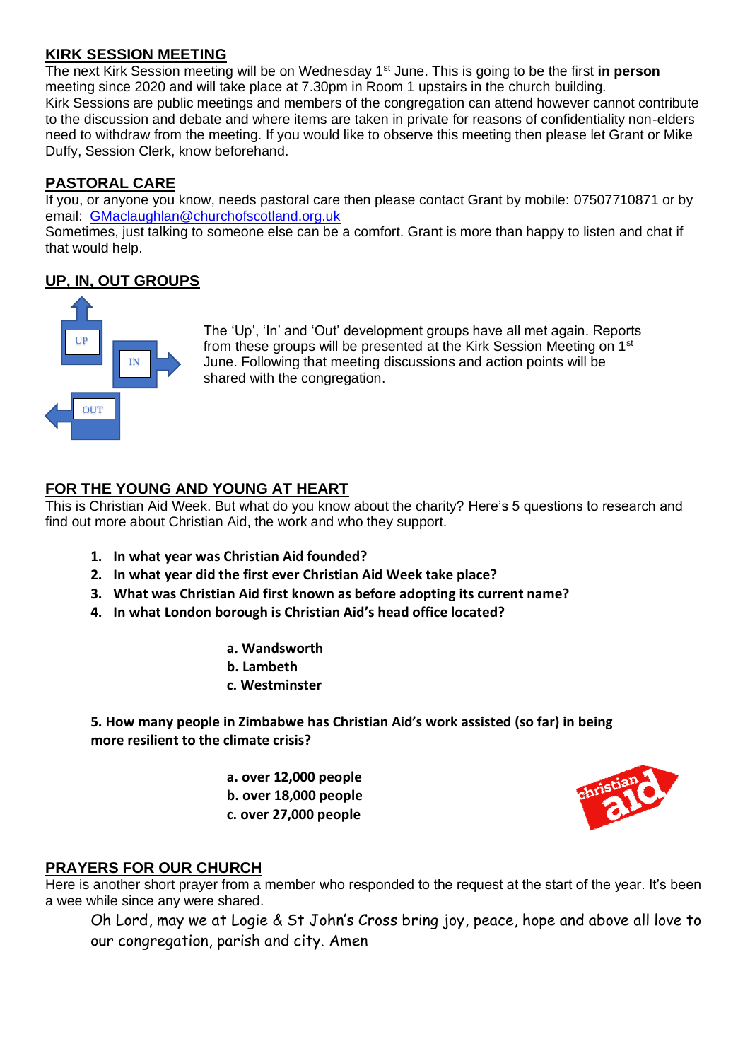## KIRK SESSION MEETING

The next Kirk Session meeting will be on Wednesday 1st June. This is going to be the first **in person** meeting since 2020 and will take place at 7.30pm in Room 1 upstairs in the church building.

Kirk Sessions are public meetings and members of the congregation can attend however cannot contribute to the discussion and debate and where items are taken in private for reasons of confidentiality non-elders need to withdraw from the meeting. If you would like to observe this meeting then please let Grant or Mike Duffy, Session Clerk, know beforehand.

## PASTORAL CARE

If you, or anyone you know, needs pastoral care then please contact Grant by mobile: 07507710871 or by email: GMaclaughlan@churchofscotland.org.uk

Sometimes, just talking to someone else can be a comfort. Grant is more than happy to listen and chat if that would help.

## UP, IN, OUT GROUPS

UP

IN

OUT

The 'Up', 'In' and 'Out' development groups have all met again. Reports from these groups will be presented at the Kirk Session Meeting on 1st June. Following that meeting discussions and action points will be shared with the congregation.

## FOR THE YOUNG AND YOUNG AT HEART

This is Christian Aid Week. But what do you know about the charity? Here's 5 questions to research and find out more about Christian Aid, the work and who they support.

1. **In what year was Christian Aid founded?**
2. **In what year did the first ever Christian Aid Week take place?**
3. **What was Christian Aid first known as before adopting its current name?**
4. **In what London borough is Christian Aid's head office located?**

   **a. Wandsworth**
   **b. Lambeth**
   **c. Westminster**

**5. How many people in Zimbabwe has Christian Aid's work assisted (so far) in being more resilient to the climate crisis?**

   **a. over 12,000 people**
   **b. over 18,000 people**
   **c. over 27,000 people**

christian aid

## PRAYERS FOR OUR CHURCH

Here is another short prayer from a member who responded to the request at the start of the year. It's been a wee while since any were shared.

Oh Lord, may we at Logie & St John's Cross bring joy, peace, hope and above all love to our congregation, parish and city. Amen